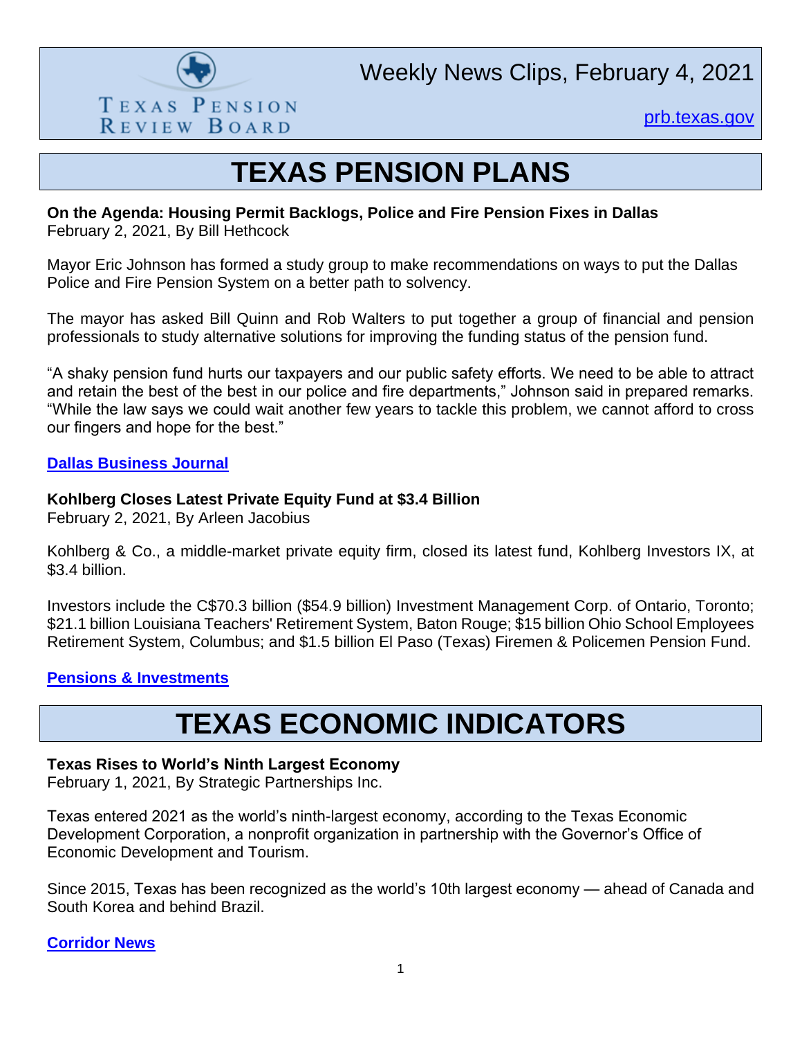Texas Pension Review Board

Weekly News Clips, February 4, 2021

prb.texas.gov

# TEXAS PENSION PLANS

**On the Agenda: Housing Permit Backlogs, Police and Fire Pension Fixes in Dallas**
February 2, 2021, By Bill Hethcock

Mayor Eric Johnson has formed a study group to make recommendations on ways to put the Dallas Police and Fire Pension System on a better path to solvency.

The mayor has asked Bill Quinn and Rob Walters to put together a group of financial and pension professionals to study alternative solutions for improving the funding status of the pension fund.

"A shaky pension fund hurts our taxpayers and our public safety efforts. We need to be able to attract and retain the best of the best in our police and fire departments," Johnson said in prepared remarks. "While the law says we could wait another few years to tackle this problem, we cannot afford to cross our fingers and hope for the best."

**Dallas Business Journal**

**Kohlberg Closes Latest Private Equity Fund at $3.4 Billion**
February 2, 2021, By Arleen Jacobius

Kohlberg & Co., a middle-market private equity firm, closed its latest fund, Kohlberg Investors IX, at $3.4 billion.

Investors include the C$70.3 billion ($54.9 billion) Investment Management Corp. of Ontario, Toronto; $21.1 billion Louisiana Teachers' Retirement System, Baton Rouge; $15 billion Ohio School Employees Retirement System, Columbus; and $1.5 billion El Paso (Texas) Firemen & Policemen Pension Fund.

**Pensions & Investments**

# TEXAS ECONOMIC INDICATORS

**Texas Rises to World's Ninth Largest Economy**
February 1, 2021, By Strategic Partnerships Inc.

Texas entered 2021 as the world's ninth-largest economy, according to the Texas Economic Development Corporation, a nonprofit organization in partnership with the Governor's Office of Economic Development and Tourism.

Since 2015, Texas has been recognized as the world's 10th largest economy — ahead of Canada and South Korea and behind Brazil.

**Corridor News**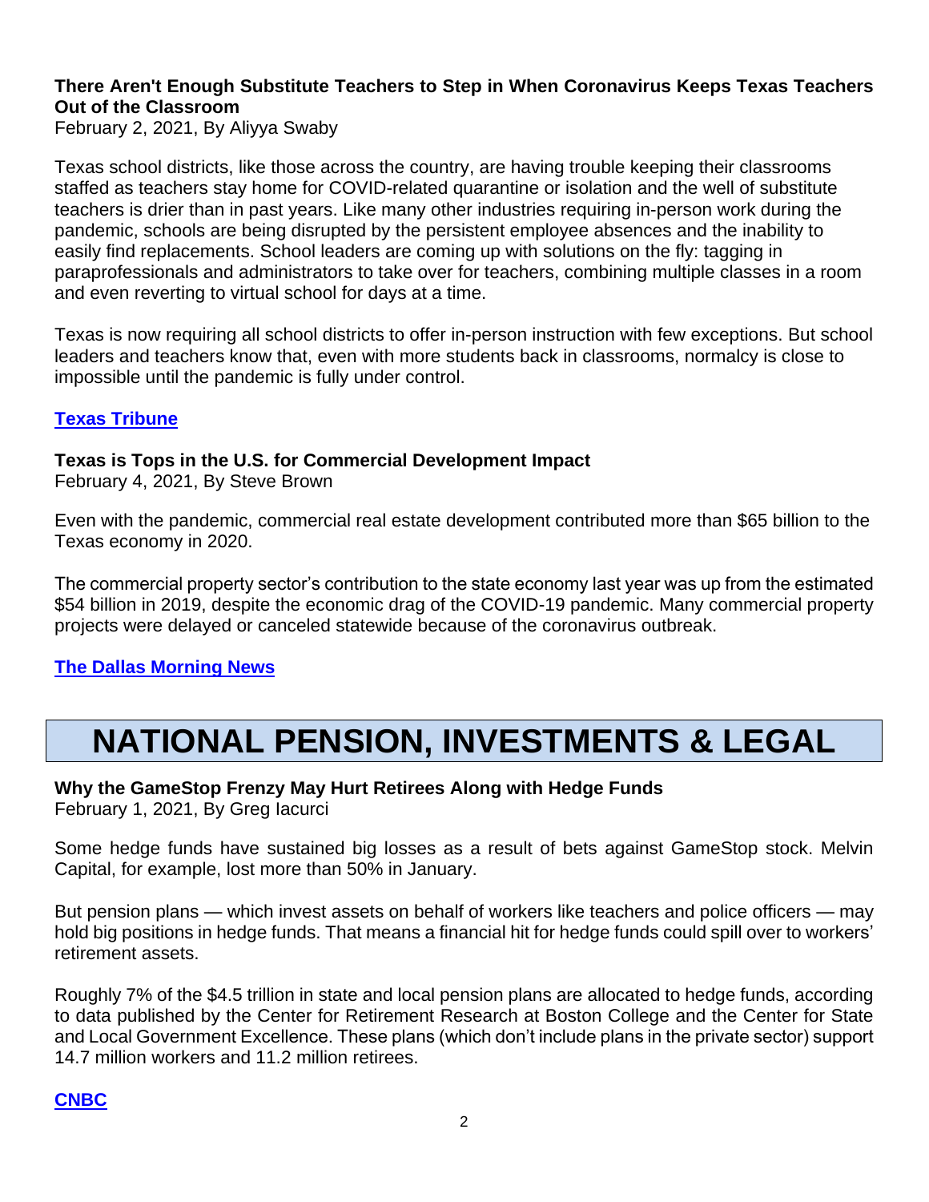**There Aren't Enough Substitute Teachers to Step in When Coronavirus Keeps Texas Teachers Out of the Classroom**
February 2, 2021, By Aliyya Swaby

Texas school districts, like those across the country, are having trouble keeping their classrooms staffed as teachers stay home for COVID-related quarantine or isolation and the well of substitute teachers is drier than in past years. Like many other industries requiring in-person work during the pandemic, schools are being disrupted by the persistent employee absences and the inability to easily find replacements. School leaders are coming up with solutions on the fly: tagging in paraprofessionals and administrators to take over for teachers, combining multiple classes in a room and even reverting to virtual school for days at a time.

Texas is now requiring all school districts to offer in-person instruction with few exceptions. But school leaders and teachers know that, even with more students back in classrooms, normalcy is close to impossible until the pandemic is fully under control.

**Texas Tribune**

**Texas is Tops in the U.S. for Commercial Development Impact**
February 4, 2021, By Steve Brown

Even with the pandemic, commercial real estate development contributed more than $65 billion to the Texas economy in 2020.

The commercial property sector's contribution to the state economy last year was up from the estimated $54 billion in 2019, despite the economic drag of the COVID-19 pandemic. Many commercial property projects were delayed or canceled statewide because of the coronavirus outbreak.

**The Dallas Morning News**

# NATIONAL PENSION, INVESTMENTS & LEGAL

**Why the GameStop Frenzy May Hurt Retirees Along with Hedge Funds**
February 1, 2021, By Greg Iacurci

Some hedge funds have sustained big losses as a result of bets against GameStop stock. Melvin Capital, for example, lost more than 50% in January.

But pension plans — which invest assets on behalf of workers like teachers and police officers — may hold big positions in hedge funds. That means a financial hit for hedge funds could spill over to workers' retirement assets.

Roughly 7% of the $4.5 trillion in state and local pension plans are allocated to hedge funds, according to data published by the Center for Retirement Research at Boston College and the Center for State and Local Government Excellence. These plans (which don't include plans in the private sector) support 14.7 million workers and 11.2 million retirees.

**CNBC**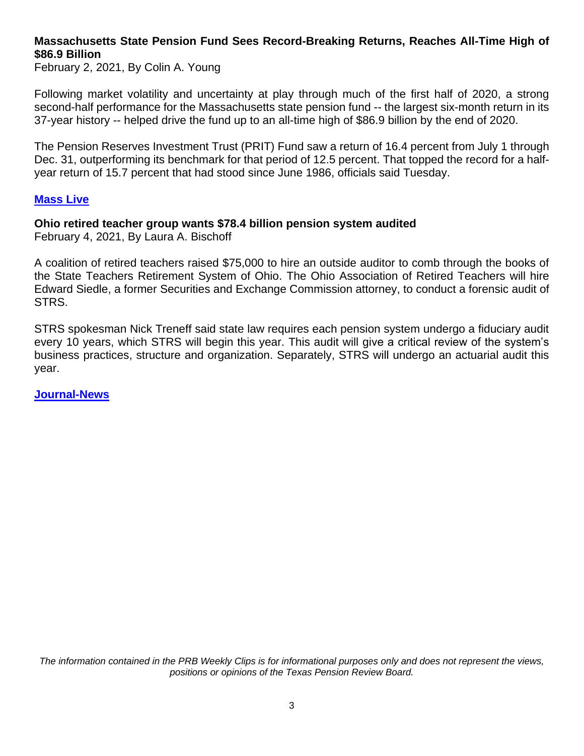**Massachusetts State Pension Fund Sees Record-Breaking Returns, Reaches All-Time High of $86.9 Billion**
February 2, 2021, By Colin A. Young

Following market volatility and uncertainty at play through much of the first half of 2020, a strong second-half performance for the Massachusetts state pension fund -- the largest six-month return in its 37-year history -- helped drive the fund up to an all-time high of $86.9 billion by the end of 2020.

The Pension Reserves Investment Trust (PRIT) Fund saw a return of 16.4 percent from July 1 through Dec. 31, outperforming its benchmark for that period of 12.5 percent. That topped the record for a half-year return of 15.7 percent that had stood since June 1986, officials said Tuesday.

**Mass Live**

**Ohio retired teacher group wants $78.4 billion pension system audited**
February 4, 2021, By Laura A. Bischoff

A coalition of retired teachers raised $75,000 to hire an outside auditor to comb through the books of the State Teachers Retirement System of Ohio. The Ohio Association of Retired Teachers will hire Edward Siedle, a former Securities and Exchange Commission attorney, to conduct a forensic audit of STRS.

STRS spokesman Nick Treneff said state law requires each pension system undergo a fiduciary audit every 10 years, which STRS will begin this year. This audit will give a critical review of the system's business practices, structure and organization. Separately, STRS will undergo an actuarial audit this year.

**Journal-News**

*The information contained in the PRB Weekly Clips is for informational purposes only and does not represent the views, positions or opinions of the Texas Pension Review Board.*